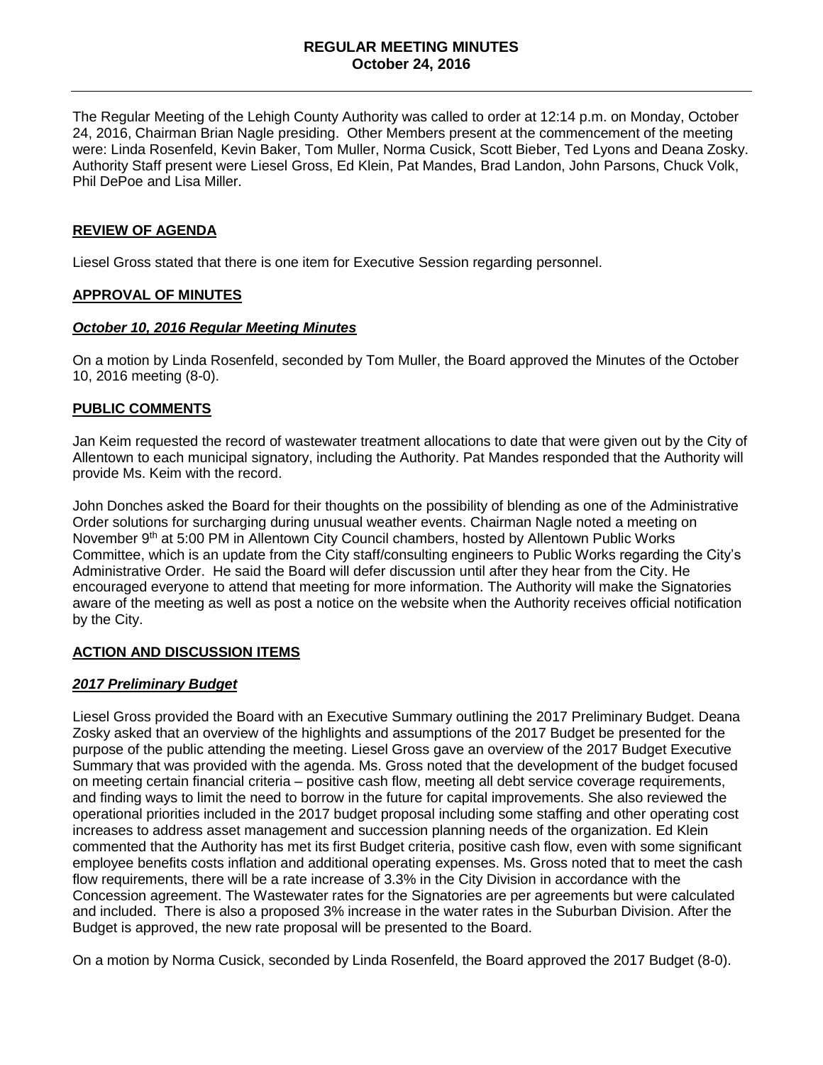# REGULAR MEETING MINUTES
## October 24, 2016

The Regular Meeting of the Lehigh County Authority was called to order at 12:14 p.m. on Monday, October 24, 2016, Chairman Brian Nagle presiding. Other Members present at the commencement of the meeting were: Linda Rosenfeld, Kevin Baker, Tom Muller, Norma Cusick, Scott Bieber, Ted Lyons and Deana Zosky. Authority Staff present were Liesel Gross, Ed Klein, Pat Mandes, Brad Landon, John Parsons, Chuck Volk, Phil DePoe and Lisa Miller.

### REVIEW OF AGENDA

Liesel Gross stated that there is one item for Executive Session regarding personnel.

### APPROVAL OF MINUTES

***October 10, 2016 Regular Meeting Minutes***

On a motion by Linda Rosenfeld, seconded by Tom Muller, the Board approved the Minutes of the October 10, 2016 meeting (8-0).

### PUBLIC COMMENTS

Jan Keim requested the record of wastewater treatment allocations to date that were given out by the City of Allentown to each municipal signatory, including the Authority. Pat Mandes responded that the Authority will provide Ms. Keim with the record.

John Donches asked the Board for their thoughts on the possibility of blending as one of the Administrative Order solutions for surcharging during unusual weather events. Chairman Nagle noted a meeting on November 9th at 5:00 PM in Allentown City Council chambers, hosted by Allentown Public Works Committee, which is an update from the City staff/consulting engineers to Public Works regarding the City's Administrative Order. He said the Board will defer discussion until after they hear from the City. He encouraged everyone to attend that meeting for more information. The Authority will make the Signatories aware of the meeting as well as post a notice on the website when the Authority receives official notification by the City.

### ACTION AND DISCUSSION ITEMS

***2017 Preliminary Budget***

Liesel Gross provided the Board with an Executive Summary outlining the 2017 Preliminary Budget. Deana Zosky asked that an overview of the highlights and assumptions of the 2017 Budget be presented for the purpose of the public attending the meeting. Liesel Gross gave an overview of the 2017 Budget Executive Summary that was provided with the agenda. Ms. Gross noted that the development of the budget focused on meeting certain financial criteria – positive cash flow, meeting all debt service coverage requirements, and finding ways to limit the need to borrow in the future for capital improvements. She also reviewed the operational priorities included in the 2017 budget proposal including some staffing and other operating cost increases to address asset management and succession planning needs of the organization. Ed Klein commented that the Authority has met its first Budget criteria, positive cash flow, even with some significant employee benefits costs inflation and additional operating expenses. Ms. Gross noted that to meet the cash flow requirements, there will be a rate increase of 3.3% in the City Division in accordance with the Concession agreement. The Wastewater rates for the Signatories are per agreements but were calculated and included. There is also a proposed 3% increase in the water rates in the Suburban Division. After the Budget is approved, the new rate proposal will be presented to the Board.

On a motion by Norma Cusick, seconded by Linda Rosenfeld, the Board approved the 2017 Budget (8-0).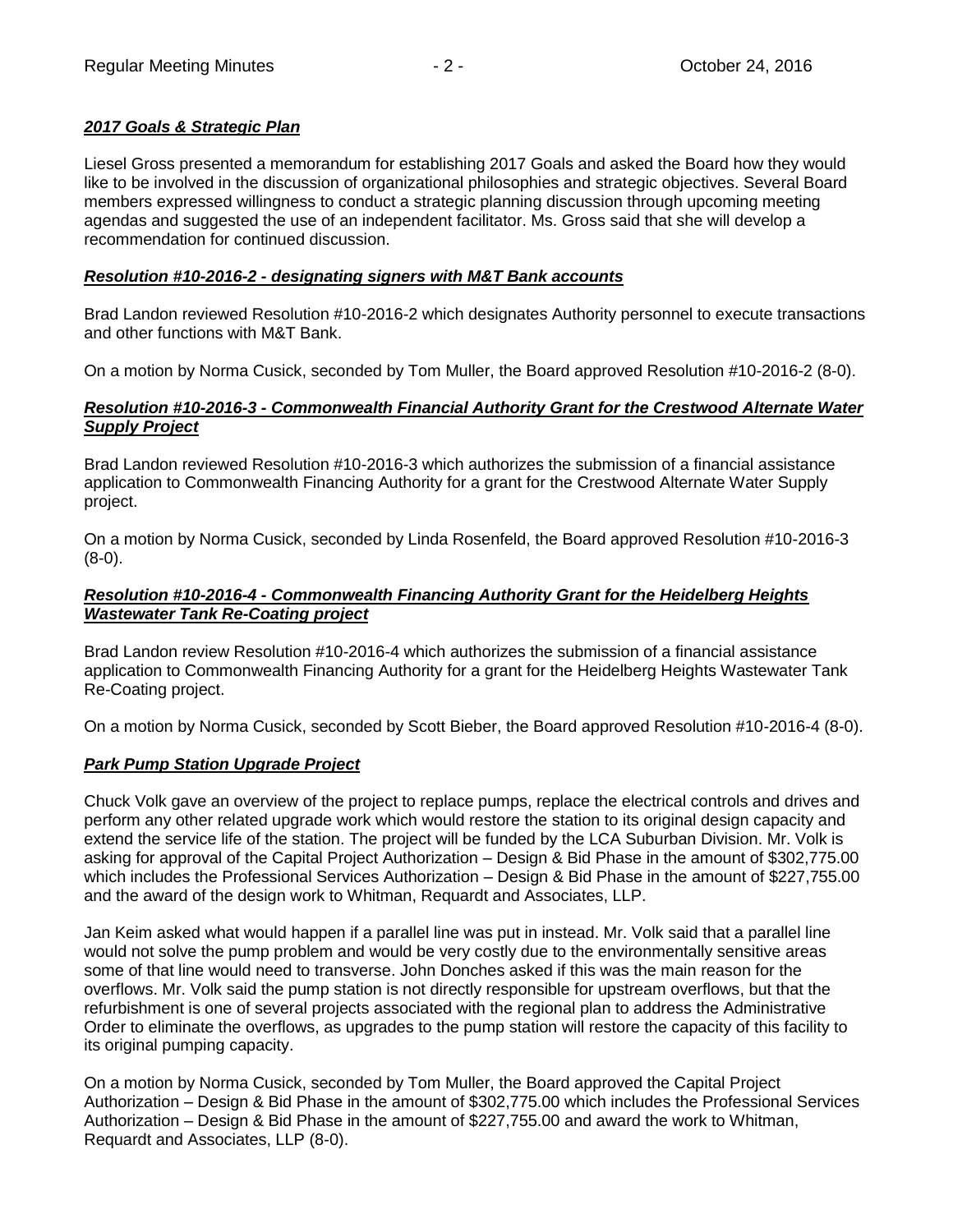***2017 Goals & Strategic Plan***

Liesel Gross presented a memorandum for establishing 2017 Goals and asked the Board how they would like to be involved in the discussion of organizational philosophies and strategic objectives. Several Board members expressed willingness to conduct a strategic planning discussion through upcoming meeting agendas and suggested the use of an independent facilitator. Ms. Gross said that she will develop a recommendation for continued discussion.

***Resolution #10-2016-2 - designating signers with M&T Bank accounts***

Brad Landon reviewed Resolution #10-2016-2 which designates Authority personnel to execute transactions and other functions with M&T Bank.

On a motion by Norma Cusick, seconded by Tom Muller, the Board approved Resolution #10-2016-2 (8-0).

***Resolution #10-2016-3 - Commonwealth Financial Authority Grant for the Crestwood Alternate Water Supply Project***

Brad Landon reviewed Resolution #10-2016-3 which authorizes the submission of a financial assistance application to Commonwealth Financing Authority for a grant for the Crestwood Alternate Water Supply project.

On a motion by Norma Cusick, seconded by Linda Rosenfeld, the Board approved Resolution #10-2016-3 (8-0).

***Resolution #10-2016-4 - Commonwealth Financing Authority Grant for the Heidelberg Heights Wastewater Tank Re-Coating project***

Brad Landon review Resolution #10-2016-4 which authorizes the submission of a financial assistance application to Commonwealth Financing Authority for a grant for the Heidelberg Heights Wastewater Tank Re-Coating project.

On a motion by Norma Cusick, seconded by Scott Bieber, the Board approved Resolution #10-2016-4 (8-0).

***Park Pump Station Upgrade Project***

Chuck Volk gave an overview of the project to replace pumps, replace the electrical controls and drives and perform any other related upgrade work which would restore the station to its original design capacity and extend the service life of the station. The project will be funded by the LCA Suburban Division. Mr. Volk is asking for approval of the Capital Project Authorization – Design & Bid Phase in the amount of $302,775.00 which includes the Professional Services Authorization – Design & Bid Phase in the amount of $227,755.00 and the award of the design work to Whitman, Requardt and Associates, LLP.

Jan Keim asked what would happen if a parallel line was put in instead. Mr. Volk said that a parallel line would not solve the pump problem and would be very costly due to the environmentally sensitive areas some of that line would need to transverse. John Donches asked if this was the main reason for the overflows. Mr. Volk said the pump station is not directly responsible for upstream overflows, but that the refurbishment is one of several projects associated with the regional plan to address the Administrative Order to eliminate the overflows, as upgrades to the pump station will restore the capacity of this facility to its original pumping capacity.

On a motion by Norma Cusick, seconded by Tom Muller, the Board approved the Capital Project Authorization – Design & Bid Phase in the amount of $302,775.00 which includes the Professional Services Authorization – Design & Bid Phase in the amount of $227,755.00 and award the work to Whitman, Requardt and Associates, LLP (8-0).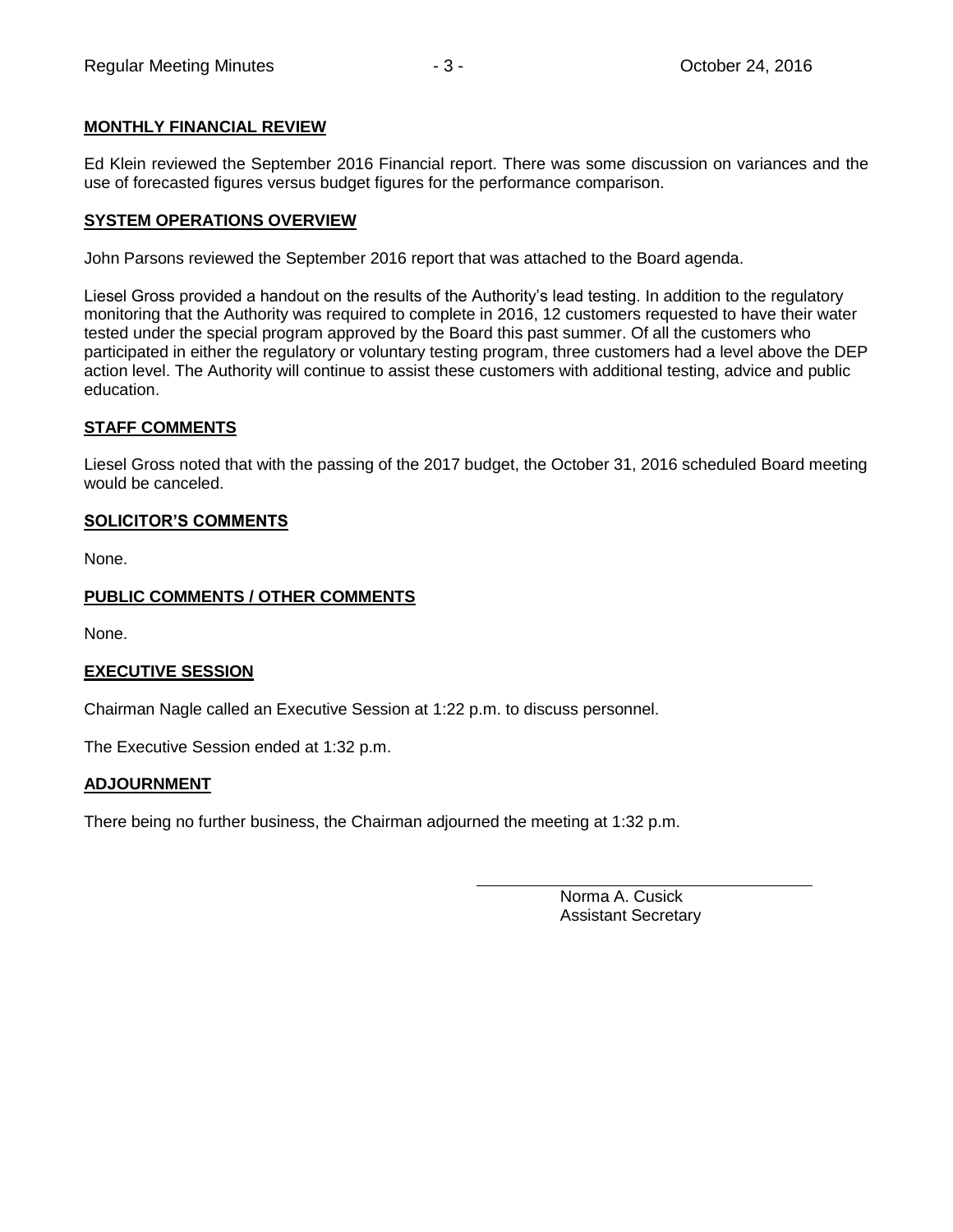## MONTHLY FINANCIAL REVIEW

Ed Klein reviewed the September 2016 Financial report. There was some discussion on variances and the use of forecasted figures versus budget figures for the performance comparison.

## SYSTEM OPERATIONS OVERVIEW

John Parsons reviewed the September 2016 report that was attached to the Board agenda.

Liesel Gross provided a handout on the results of the Authority's lead testing. In addition to the regulatory monitoring that the Authority was required to complete in 2016, 12 customers requested to have their water tested under the special program approved by the Board this past summer. Of all the customers who participated in either the regulatory or voluntary testing program, three customers had a level above the DEP action level. The Authority will continue to assist these customers with additional testing, advice and public education.

## STAFF COMMENTS

Liesel Gross noted that with the passing of the 2017 budget, the October 31, 2016 scheduled Board meeting would be canceled.

## SOLICITOR'S COMMENTS

None.

## PUBLIC COMMENTS / OTHER COMMENTS

None.

## EXECUTIVE SESSION

Chairman Nagle called an Executive Session at 1:22 p.m. to discuss personnel.

The Executive Session ended at 1:32 p.m.

## ADJOURNMENT

There being no further business, the Chairman adjourned the meeting at 1:32 p.m.

Norma A. Cusick
Assistant Secretary